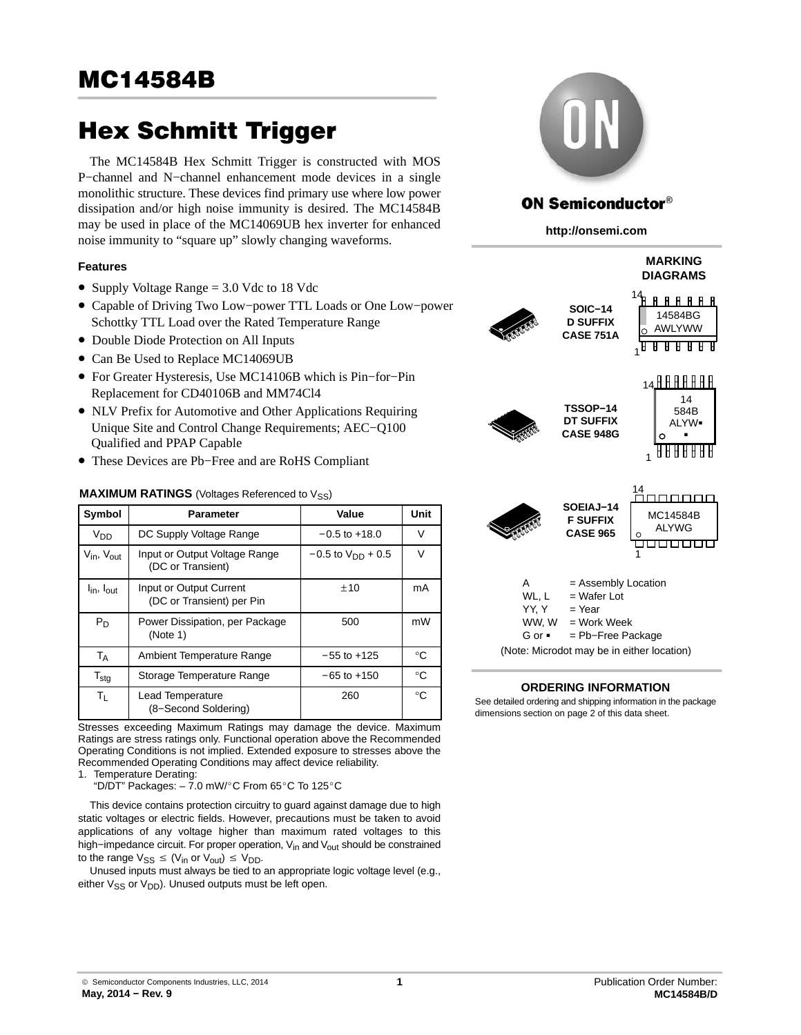# MC14584B

## Hex Schmitt Trigger

The MC14584B Hex Schmitt Trigger is constructed with MOS P−channel and N−channel enhancement mode devices in a single monolithic structure. These devices find primary use where low power dissipation and/or high noise immunity is desired. The MC14584B may be used in place of the MC14069UB hex inverter for enhanced noise immunity to "square up" slowly changing waveforms.

### Features

- Supply Voltage Range = 3.0 Vdc to 18 Vdc
- Capable of Driving Two Low−power TTL Loads or One Low−power Schottky TTL Load over the Rated Temperature Range
- Double Diode Protection on All Inputs
- Can Be Used to Replace MC14069UB
- For Greater Hysteresis, Use MC14106B which is Pin−for−Pin Replacement for CD40106B and MM74Cl4
- NLV Prefix for Automotive and Other Applications Requiring Unique Site and Control Change Requirements; AEC−Q100 Qualified and PPAP Capable
- These Devices are Pb−Free and are RoHS Compliant

**MAXIMUM RATINGS** (Voltages Referenced to $V_{SS}$)

| Symbol | Parameter | Value | Unit |
|---|---|---|---|
| $V_{DD}$ | DC Supply Voltage Range | −0.5 to +18.0 | V |
| $V_{in}$, $V_{out}$ | Input or Output Voltage Range (DC or Transient) | −0.5 to $V_{DD}$ + 0.5 | V |
| $I_{in}$, $I_{out}$ | Input or Output Current (DC or Transient) per Pin | ±10 | mA |
| $P_D$ | Power Dissipation, per Package (Note 1) | 500 | mW |
| $T_A$ | Ambient Temperature Range | −55 to +125 | °C |
| $T_{stg}$ | Storage Temperature Range | −65 to +150 | °C |
| $T_L$ | Lead Temperature (8−Second Soldering) | 260 | °C |

Stresses exceeding Maximum Ratings may damage the device. Maximum Ratings are stress ratings only. Functional operation above the Recommended Operating Conditions is not implied. Extended exposure to stresses above the Recommended Operating Conditions may affect device reliability.

1. Temperature Derating:
   "D/DT" Packages: – 7.0 mW/°C From 65°C To 125°C

This device contains protection circuitry to guard against damage due to high static voltages or electric fields. However, precautions must be taken to avoid applications of any voltage higher than maximum rated voltages to this high−impedance circuit. For proper operation, $V_{in}$ and $V_{out}$ should be constrained to the range $V_{SS} \leq (V_{in} \text{ or } V_{out}) \leq V_{DD}$.

Unused inputs must always be tied to an appropriate logic voltage level (e.g., either $V_{SS}$ or $V_{DD}$). Unused outputs must be left open.

**ON Semiconductor®**

http://onsemi.com

### MARKING DIAGRAMS

SOIC−14
D SUFFIX
CASE 751A

14584BG
AWLYWW

TSSOP−14
DT SUFFIX
CASE 948G

14
584B
ALYW▪
▪

SOEIAJ−14
F SUFFIX
CASE 965

MC14584B
ALYWG

| | |
|---|---|
| A | = Assembly Location |
| WL, L | = Wafer Lot |
| YY, Y | = Year |
| WW, W | = Work Week |
| G or ▪ | = Pb−Free Package |

(Note: Microdot may be in either location)

### ORDERING INFORMATION

See detailed ordering and shipping information in the package dimensions section on page 2 of this data sheet.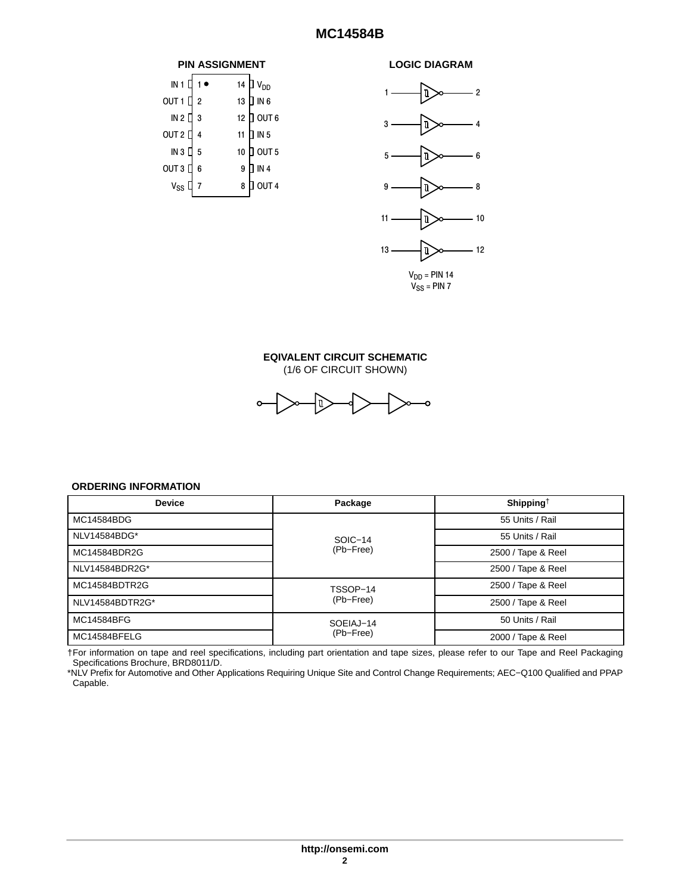## PIN ASSIGNMENT

| | Pin | Pin | |
|---|---|---|---|
| IN 1 | 1 | 14 | $V_{DD}$ |
| OUT 1 | 2 | 13 | IN 6 |
| IN 2 | 3 | 12 | OUT 6 |
| OUT 2 | 4 | 11 | IN 5 |
| IN 3 | 5 | 10 | OUT 5 |
| OUT 3 | 6 | 9 | IN 4 |
| $V_{SS}$ | 7 | 8 | OUT 4 |

## LOGIC DIAGRAM

1 → 2

3 → 4

5 → 6

9 → 8

11 → 10

13 → 12

$V_{DD}$ = PIN 14
$V_{SS}$ = PIN 7

## EQIVALENT CIRCUIT SCHEMATIC

(1/6 OF CIRCUIT SHOWN)

## ORDERING INFORMATION

| Device | Package | Shipping† |
|---|---|---|
| MC14584BDG | SOIC−14 (Pb−Free) | 55 Units / Rail |
| NLV14584BDG* | | 55 Units / Rail |
| MC14584BDR2G | | 2500 / Tape & Reel |
| NLV14584BDR2G* | | 2500 / Tape & Reel |
| MC14584BDTR2G | TSSOP−14 (Pb−Free) | 2500 / Tape & Reel |
| NLV14584BDTR2G* | | 2500 / Tape & Reel |
| MC14584BFG | SOEIAJ−14 (Pb−Free) | 50 Units / Rail |
| MC14584BFELG | | 2000 / Tape & Reel |

†For information on tape and reel specifications, including part orientation and tape sizes, please refer to our Tape and Reel Packaging Specifications Brochure, BRD8011/D.

*NLV Prefix for Automotive and Other Applications Requiring Unique Site and Control Change Requirements; AEC−Q100 Qualified and PPAP Capable.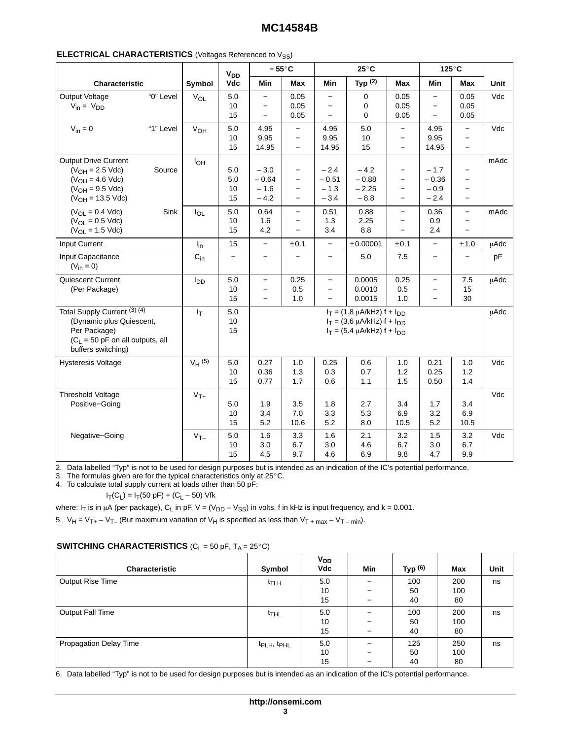## ELECTRICAL CHARACTERISTICS (Voltages Referenced to $V_{SS}$)

| Characteristic | | Symbol | $V_{DD}$ Vdc | − 55°C | | 25°C | | | 125°C | | Unit |
|---|---|---|---|---|---|---|---|---|---|---|---|
| | | | | Min | Max | Min | Typ (2) | Max | Min | Max | |
| Output Voltage $V_{in}$ = $V_{DD}$ | "0" Level | $V_{OL}$ | 5.0<br>10<br>15 | −<br>−<br>− | 0.05<br>0.05<br>0.05 | −<br>−<br>− | 0<br>0<br>0 | 0.05<br>0.05<br>0.05 | −<br>−<br>− | 0.05<br>0.05<br>0.05 | Vdc |
| $V_{in}$ = 0 | "1" Level | $V_{OH}$ | 5.0<br>10<br>15 | 4.95<br>9.95<br>14.95 | −<br>−<br>− | 4.95<br>9.95<br>14.95 | 5.0<br>10<br>15 | −<br>−<br>− | 4.95<br>9.95<br>14.95 | −<br>−<br>− | Vdc |
| Output Drive Current<br>($V_{OH}$ = 2.5 Vdc)<br>($V_{OH}$ = 4.6 Vdc)<br>($V_{OH}$ = 9.5 Vdc)<br>($V_{OH}$ = 13.5 Vdc) | Source | $I_{OH}$ | 5.0<br>5.0<br>10<br>15 | – 3.0<br>– 0.64<br>– 1.6<br>– 4.2 | −<br>−<br>−<br>− | – 2.4<br>– 0.51<br>– 1.3<br>– 3.4 | – 4.2<br>– 0.88<br>– 2.25<br>– 8.8 | −<br>−<br>−<br>− | – 1.7<br>– 0.36<br>– 0.9<br>– 2.4 | −<br>−<br>−<br>− | mAdc |
| ($V_{OL}$ = 0.4 Vdc)<br>($V_{OL}$ = 0.5 Vdc)<br>($V_{OL}$ = 1.5 Vdc) | Sink | $I_{OL}$ | 5.0<br>10<br>15 | 0.64<br>1.6<br>4.2 | −<br>−<br>− | 0.51<br>1.3<br>3.4 | 0.88<br>2.25<br>8.8 | −<br>−<br>− | 0.36<br>0.9<br>2.4 | −<br>−<br>− | mAdc |
| Input Current | | $I_{in}$ | 15 | − | ±0.1 | − | ±0.00001 | ±0.1 | − | ±1.0 | μAdc |
| Input Capacitance ($V_{in}$ = 0) | | $C_{in}$ | − | − | − | − | 5.0 | 7.5 | − | − | pF |
| Quiescent Current (Per Package) | | $I_{DD}$ | 5.0<br>10<br>15 | −<br>−<br>− | 0.25<br>0.5<br>1.0 | −<br>−<br>− | 0.0005<br>0.0010<br>0.0015 | 0.25<br>0.5<br>1.0 | −<br>−<br>− | 7.5<br>15<br>30 | μAdc |
| Total Supply Current (3) (4) (Dynamic plus Quiescent, Per Package) ($C_L$ = 50 pF on all outputs, all buffers switching) | | $I_T$ | 5.0<br>10<br>15 | $I_T$ = (1.8 μA/kHz) f + $I_{DD}$<br>$I_T$ = (3.6 μA/kHz) f + $I_{DD}$<br>$I_T$ = (5.4 μA/kHz) f + $I_{DD}$ | | | | | | | μAdc |
| Hysteresis Voltage | | $V_H$ (5) | 5.0<br>10<br>15 | 0.27<br>0.36<br>0.77 | 1.0<br>1.3<br>1.7 | 0.25<br>0.3<br>0.6 | 0.6<br>0.7<br>1.1 | 1.0<br>1.2<br>1.5 | 0.21<br>0.25<br>0.50 | 1.0<br>1.2<br>1.4 | Vdc |
| Threshold Voltage<br>Positive−Going | | $V_{T+}$ | 5.0<br>10<br>15 | 1.9<br>3.4<br>5.2 | 3.5<br>7.0<br>10.6 | 1.8<br>3.3<br>5.2 | 2.7<br>5.3<br>8.0 | 3.4<br>6.9<br>10.5 | 1.7<br>3.2<br>5.2 | 3.4<br>6.9<br>10.5 | Vdc |
| Negative−Going | | $V_{T-}$ | 5.0<br>10<br>15 | 1.6<br>3.0<br>4.5 | 3.3<br>6.7<br>9.7 | 1.6<br>3.0<br>4.6 | 2.1<br>4.6<br>6.9 | 3.2<br>6.7<br>9.8 | 1.5<br>3.0<br>4.7 | 3.2<br>6.7<br>9.9 | Vdc |

2. Data labelled "Typ" is not to be used for design purposes but is intended as an indication of the IC's potential performance.
3. The formulas given are for the typical characteristics only at 25°C.
4. To calculate total supply current at loads other than 50 pF:

$$I_T(C_L) = I_T(50\text{ pF}) + (C_L – 50)\text{ Vfk}$$

where: $I_T$ is in μA (per package), $C_L$ in pF, V = ($V_{DD}$ – $V_{SS}$) in volts, f in kHz is input frequency, and k = 0.001.

5. $V_H = V_{T+} – V_{T–}$ (But maximum variation of $V_H$ is specified as less than $V_{T+\,max} – V_{T-\,min}$).

## SWITCHING CHARACTERISTICS ($C_L$ = 50 pF, $T_A$ = 25°C)

| Characteristic | Symbol | $V_{DD}$ Vdc | Min | Typ (6) | Max | Unit |
|---|---|---|---|---|---|---|
| Output Rise Time | $t_{TLH}$ | 5.0<br>10<br>15 | −<br>−<br>− | 100<br>50<br>40 | 200<br>100<br>80 | ns |
| Output Fall Time | $t_{THL}$ | 5.0<br>10<br>15 | −<br>−<br>− | 100<br>50<br>40 | 200<br>100<br>80 | ns |
| Propagation Delay Time | $t_{PLH}$, $t_{PHL}$ | 5.0<br>10<br>15 | −<br>−<br>− | 125<br>50<br>40 | 250<br>100<br>80 | ns |

6. Data labelled "Typ" is not to be used for design purposes but is intended as an indication of the IC's potential performance.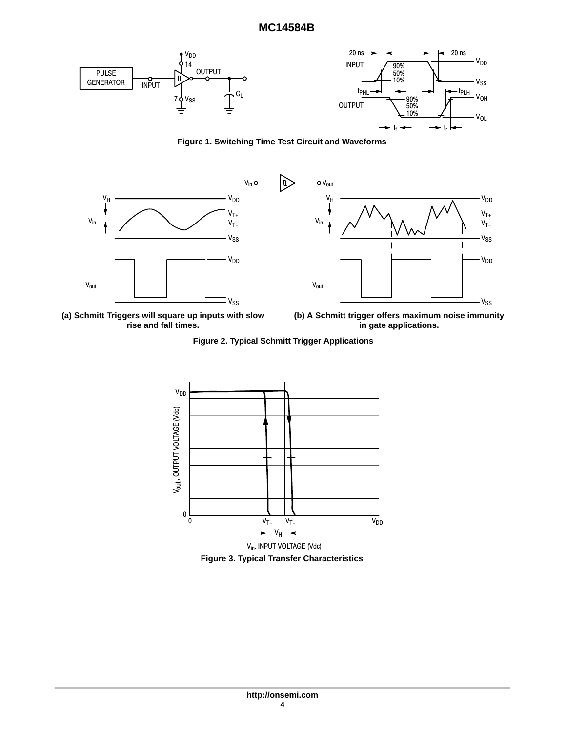Figure 1. Switching Time Test Circuit and Waveforms

(a) Schmitt Triggers will square up inputs with slow rise and fall times.

(b) A Schmitt trigger offers maximum noise immunity in gate applications.

Figure 2. Typical Schmitt Trigger Applications

Figure 3. Typical Transfer Characteristics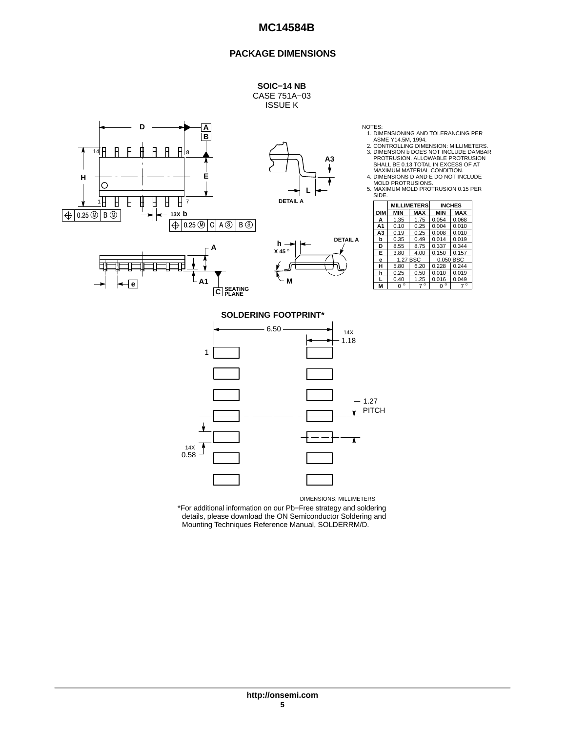## PACKAGE DIMENSIONS

**SOIC−14 NB**
CASE 751A−03
ISSUE K

NOTES:
1. DIMENSIONING AND TOLERANCING PER ASME Y14.5M, 1994.
2. CONTROLLING DIMENSION: MILLIMETERS.
3. DIMENSION b DOES NOT INCLUDE DAMBAR PROTRUSION. ALLOWABLE PROTRUSION SHALL BE 0.13 TOTAL IN EXCESS OF AT MAXIMUM MATERIAL CONDITION.
4. DIMENSIONS D AND E DO NOT INCLUDE MOLD PROTRUSIONS.
5. MAXIMUM MOLD PROTRUSION 0.15 PER SIDE.

| DIM | MILLIMETERS MIN | MILLIMETERS MAX | INCHES MIN | INCHES MAX |
|---|---|---|---|---|
| A | 1.35 | 1.75 | 0.054 | 0.068 |
| A1 | 0.10 | 0.25 | 0.004 | 0.010 |
| A3 | 0.19 | 0.25 | 0.008 | 0.010 |
| b | 0.35 | 0.49 | 0.014 | 0.019 |
| D | 8.55 | 8.75 | 0.337 | 0.344 |
| E | 3.80 | 4.00 | 0.150 | 0.157 |
| e | 1.27 BSC | | 0.050 BSC | |
| H | 5.80 | 6.20 | 0.228 | 0.244 |
| h | 0.25 | 0.50 | 0.010 | 0.019 |
| L | 0.40 | 1.25 | 0.016 | 0.049 |
| M | 0° | 7° | 0° | 7° |

**SOLDERING FOOTPRINT***

DIMENSIONS: MILLIMETERS

*For additional information on our Pb−Free strategy and soldering details, please download the ON Semiconductor Soldering and Mounting Techniques Reference Manual, SOLDERRM/D.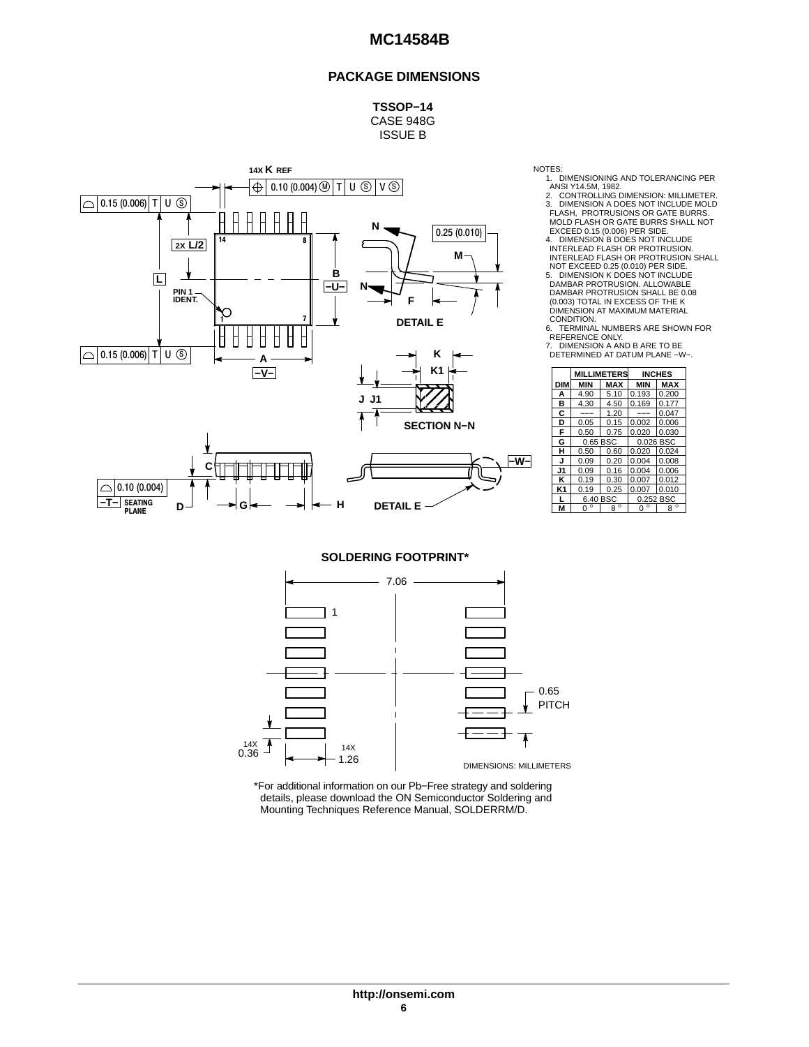## PACKAGE DIMENSIONS

**TSSOP−14**
CASE 948G
ISSUE B

NOTES:
1. DIMENSIONING AND TOLERANCING PER ANSI Y14.5M, 1982.
2. CONTROLLING DIMENSION: MILLIMETER.
3. DIMENSION A DOES NOT INCLUDE MOLD FLASH, PROTRUSIONS OR GATE BURRS. MOLD FLASH OR GATE BURRS SHALL NOT EXCEED 0.15 (0.006) PER SIDE.
4. DIMENSION B DOES NOT INCLUDE INTERLEAD FLASH OR PROTRUSION. INTERLEAD FLASH OR PROTRUSION SHALL NOT EXCEED 0.25 (0.010) PER SIDE.
5. DIMENSION K DOES NOT INCLUDE DAMBAR PROTRUSION. ALLOWABLE DAMBAR PROTRUSION SHALL BE 0.08 (0.003) TOTAL IN EXCESS OF THE K DIMENSION AT MAXIMUM MATERIAL CONDITION.
6. TERMINAL NUMBERS ARE SHOWN FOR REFERENCE ONLY.
7. DIMENSION A AND B ARE TO BE DETERMINED AT DATUM PLANE −W−.

| DIM | MILLIMETERS MIN | MILLIMETERS MAX | INCHES MIN | INCHES MAX |
|---|---|---|---|---|
| A | 4.90 | 5.10 | 0.193 | 0.200 |
| B | 4.30 | 4.50 | 0.169 | 0.177 |
| C | −−− | 1.20 | −−− | 0.047 |
| D | 0.05 | 0.15 | 0.002 | 0.006 |
| F | 0.50 | 0.75 | 0.020 | 0.030 |
| G | 0.65 BSC | | 0.026 BSC | |
| H | 0.50 | 0.60 | 0.020 | 0.024 |
| J | 0.09 | 0.20 | 0.004 | 0.008 |
| J1 | 0.09 | 0.16 | 0.004 | 0.006 |
| K | 0.19 | 0.30 | 0.007 | 0.012 |
| K1 | 0.19 | 0.25 | 0.007 | 0.010 |
| L | 6.40 BSC | | 0.252 BSC | |
| M | 0° | 8° | 0° | 8° |

### SOLDERING FOOTPRINT*

7.06

0.65 PITCH

14X 0.36

14X 1.26

DIMENSIONS: MILLIMETERS

*For additional information on our Pb−Free strategy and soldering details, please download the ON Semiconductor Soldering and Mounting Techniques Reference Manual, SOLDERRM/D.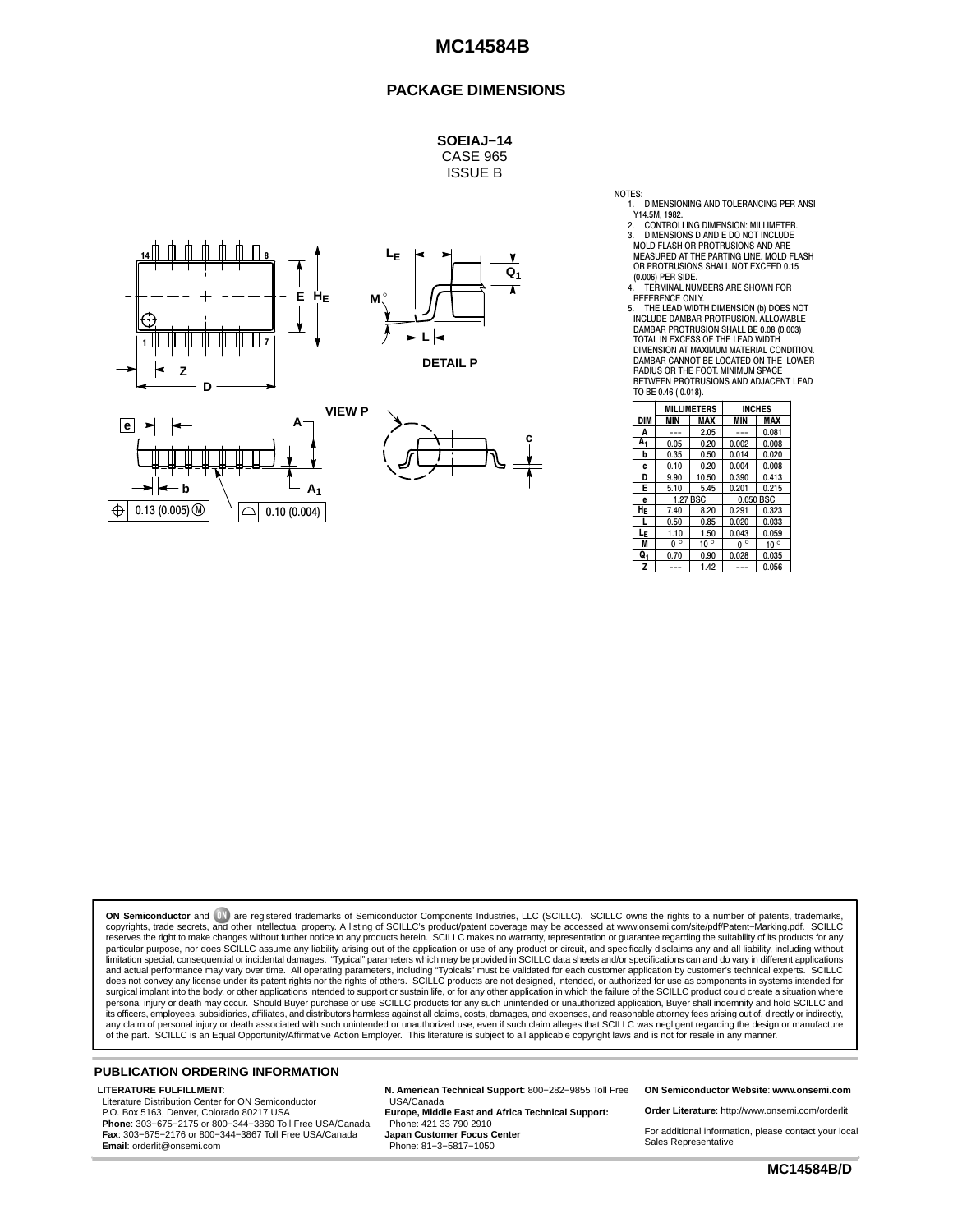## PACKAGE DIMENSIONS

**SOEIAJ−14**
CASE 965
ISSUE B

NOTES:
1. DIMENSIONING AND TOLERANCING PER ANSI Y14.5M, 1982.
2. CONTROLLING DIMENSION: MILLIMETER.
3. DIMENSIONS D AND E DO NOT INCLUDE MOLD FLASH OR PROTRUSIONS AND ARE MEASURED AT THE PARTING LINE. MOLD FLASH OR PROTRUSIONS SHALL NOT EXCEED 0.15 (0.006) PER SIDE.
4. TERMINAL NUMBERS ARE SHOWN FOR REFERENCE ONLY.
5. THE LEAD WIDTH DIMENSION (b) DOES NOT INCLUDE DAMBAR PROTRUSION. ALLOWABLE DAMBAR PROTRUSION SHALL BE 0.08 (0.003) TOTAL IN EXCESS OF THE LEAD WIDTH DIMENSION AT MAXIMUM MATERIAL CONDITION. DAMBAR CANNOT BE LOCATED ON THE LOWER RADIUS OR THE FOOT. MINIMUM SPACE BETWEEN PROTRUSIONS AND ADJACENT LEAD TO BE 0.46 ( 0.018).

14
8
1
7
E
$H_E$
Z
D
$L_E$
$Q_1$
M °
L
DETAIL P
VIEW P
e
A
b
$A_1$
c
0.13 (0.005) Ⓜ
0.10 (0.004)

| DIM | MILLIMETERS | | INCHES | |
|---|---|---|---|---|
| | MIN | MAX | MIN | MAX |
| A | --- | 2.05 | --- | 0.081 |
| $A_1$ | 0.05 | 0.20 | 0.002 | 0.008 |
| b | 0.35 | 0.50 | 0.014 | 0.020 |
| c | 0.10 | 0.20 | 0.004 | 0.008 |
| D | 9.90 | 10.50 | 0.390 | 0.413 |
| E | 5.10 | 5.45 | 0.201 | 0.215 |
| e | 1.27 BSC | | 0.050 BSC | |
| $H_E$ | 7.40 | 8.20 | 0.291 | 0.323 |
| L | 0.50 | 0.85 | 0.020 | 0.033 |
| $L_E$ | 1.10 | 1.50 | 0.043 | 0.059 |
| M | 0 ° | 10 ° | 0 ° | 10 ° |
| $Q_1$ | 0.70 | 0.90 | 0.028 | 0.035 |
| Z | --- | 1.42 | --- | 0.056 |

**ON Semiconductor** and are registered trademarks of Semiconductor Components Industries, LLC (SCILLC). SCILLC owns the rights to a number of patents, trademarks, copyrights, trade secrets, and other intellectual property. A listing of SCILLC's product/patent coverage may be accessed at www.onsemi.com/site/pdf/Patent−Marking.pdf. SCILLC reserves the right to make changes without further notice to any products herein. SCILLC makes no warranty, representation or guarantee regarding the suitability of its products for any particular purpose, nor does SCILLC assume any liability arising out of the application or use of any product or circuit, and specifically disclaims any and all liability, including without limitation special, consequential or incidental damages. "Typical" parameters which may be provided in SCILLC data sheets and/or specifications can and do vary in different applications and actual performance may vary over time. All operating parameters, including "Typicals" must be validated for each customer application by customer's technical experts. SCILLC does not convey any license under its patent rights nor the rights of others. SCILLC products are not designed, intended, or authorized for use as components in systems intended for surgical implant into the body, or other applications intended to support or sustain life, or for any other application in which the failure of the SCILLC product could create a situation where personal injury or death may occur. Should Buyer purchase or use SCILLC products for any such unintended or unauthorized application, Buyer shall indemnify and hold SCILLC and its officers, employees, subsidiaries, affiliates, and distributors harmless against all claims, costs, damages, and expenses, and reasonable attorney fees arising out of, directly or indirectly, any claim of personal injury or death associated with such unintended or unauthorized use, even if such claim alleges that SCILLC was negligent regarding the design or manufacture of the part. SCILLC is an Equal Opportunity/Affirmative Action Employer. This literature is subject to all applicable copyright laws and is not for resale in any manner.

### PUBLICATION ORDERING INFORMATION

**LITERATURE FULFILLMENT**:
Literature Distribution Center for ON Semiconductor
P.O. Box 5163, Denver, Colorado 80217 USA
**Phone**: 303−675−2175 or 800−344−3860 Toll Free USA/Canada
**Fax**: 303−675−2176 or 800−344−3867 Toll Free USA/Canada
**Email**: orderlit@onsemi.com

**N. American Technical Support**: 800−282−9855 Toll Free USA/Canada
**Europe, Middle East and Africa Technical Support:**
Phone: 421 33 790 2910
**Japan Customer Focus Center**
Phone: 81−3−5817−1050

**ON Semiconductor Website**: **www.onsemi.com**

**Order Literature**: http://www.onsemi.com/orderlit

For additional information, please contact your local Sales Representative

**MC14584B/D**